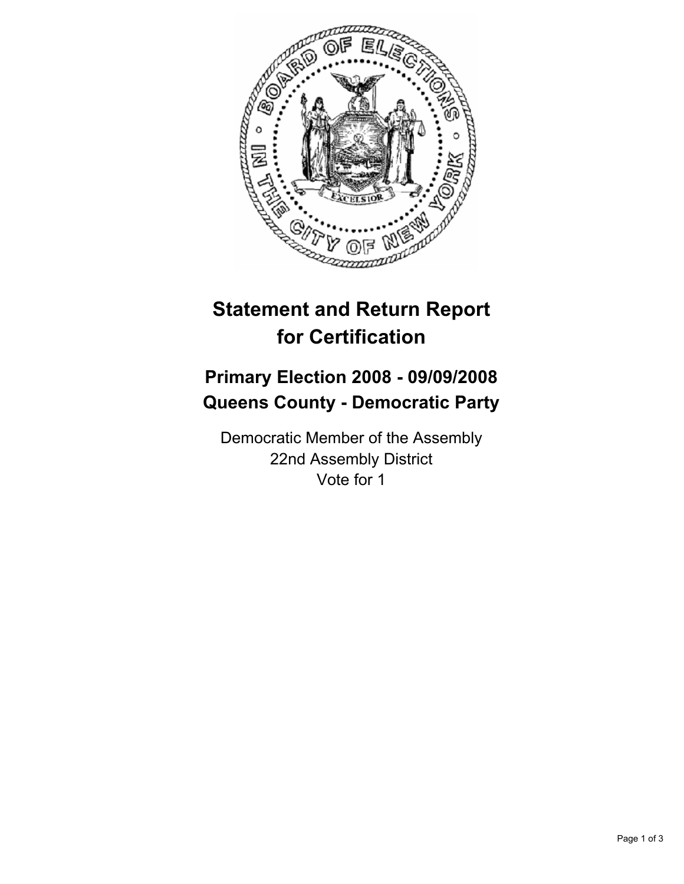# Statement and Return Report for Certification

## Primary Election 2008 - 09/09/2008
## Queens County - Democratic Party

Democratic Member of the Assembly
22nd Assembly District
Vote for 1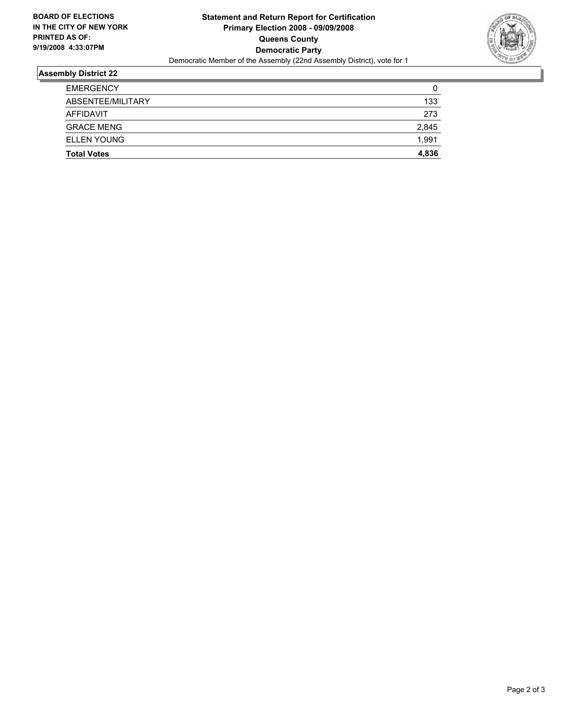**BOARD OF ELECTIONS IN THE CITY OF NEW YORK PRINTED AS OF: 9/19/2008 4:33:07PM**

**Statement and Return Report for Certification**
**Primary Election 2008 - 09/09/2008**
**Queens County**
**Democratic Party**
Democratic Member of the Assembly (22nd Assembly District), vote for 1

### Assembly District 22

| | |
|---|---|
| EMERGENCY | 0 |
| ABSENTEE/MILITARY | 133 |
| AFFIDAVIT | 273 |
| GRACE MENG | 2,845 |
| ELLEN YOUNG | 1,991 |
| **Total Votes** | **4,836** |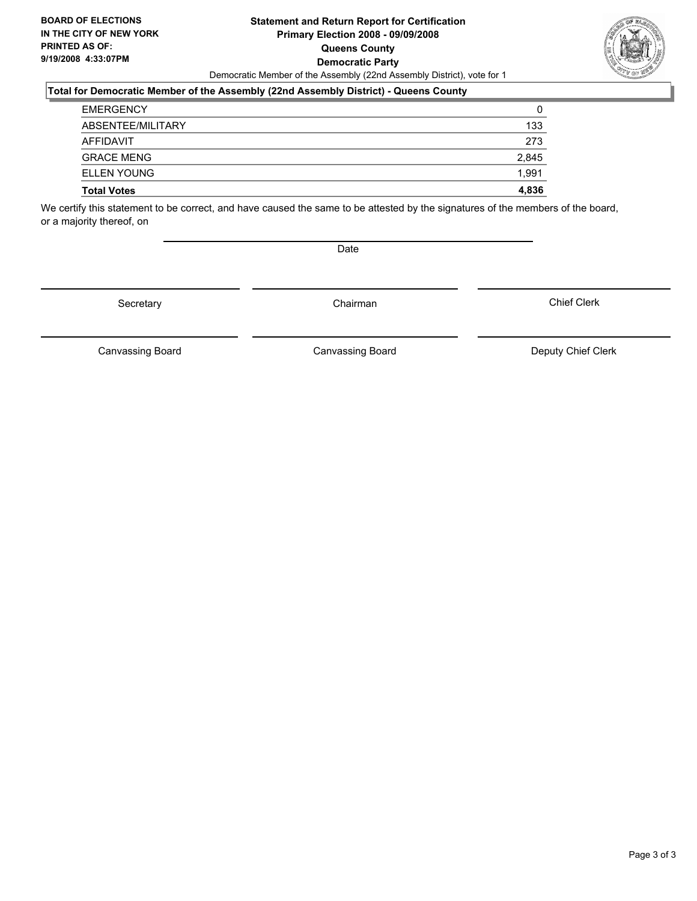**BOARD OF ELECTIONS IN THE CITY OF NEW YORK PRINTED AS OF: 9/19/2008 4:33:07PM**

**Statement and Return Report for Certification**
**Primary Election 2008 - 09/09/2008**
**Queens County**
**Democratic Party**

Democratic Member of the Assembly (22nd Assembly District), vote for 1

**Total for Democratic Member of the Assembly (22nd Assembly District) - Queens County**

| | |
|---|---|
| EMERGENCY | 0 |
| ABSENTEE/MILITARY | 133 |
| AFFIDAVIT | 273 |
| GRACE MENG | 2,845 |
| ELLEN YOUNG | 1,991 |
| **Total Votes** | **4,836** |

We certify this statement to be correct, and have caused the same to be attested by the signatures of the members of the board, or a majority thereof, on

Date

Secretary

Chairman

Chief Clerk

Canvassing Board

Canvassing Board

Deputy Chief Clerk